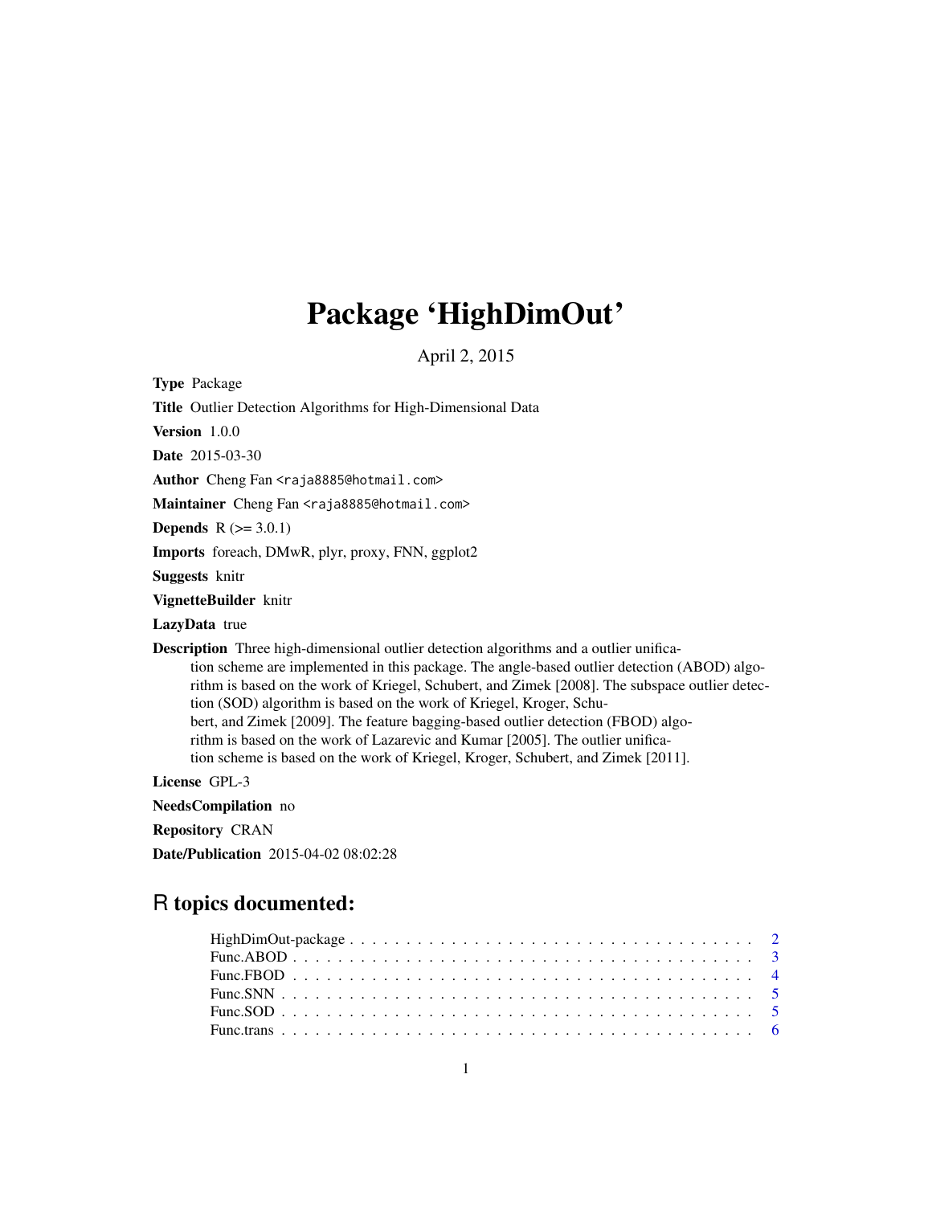# Package 'HighDimOut'

April 2, 2015

**Type** Package

**Title** Outlier Detection Algorithms for High-Dimensional Data

**Version** 1.0.0

**Date** 2015-03-30

**Author** Cheng Fan <raja8885@hotmail.com>

**Maintainer** Cheng Fan <raja8885@hotmail.com>

**Depends** R (>= 3.0.1)

**Imports** foreach, DMwR, plyr, proxy, FNN, ggplot2

**Suggests** knitr

**VignetteBuilder** knitr

**LazyData** true

**Description** Three high-dimensional outlier detection algorithms and a outlier unification scheme are implemented in this package. The angle-based outlier detection (ABOD) algorithm is based on the work of Kriegel, Schubert, and Zimek [2008]. The subspace outlier detection (SOD) algorithm is based on the work of Kriegel, Kroger, Schubert, and Zimek [2009]. The feature bagging-based outlier detection (FBOD) algorithm is based on the work of Lazarevic and Kumar [2005]. The outlier unification scheme is based on the work of Kriegel, Kroger, Schubert, and Zimek [2011].

**License** GPL-3

**NeedsCompilation** no

**Repository** CRAN

**Date/Publication** 2015-04-02 08:02:28

## R topics documented:

HighDimOut-package . . . . . . . . . . . . . . . . . . . . . . . . . . . . . . . . . . . . 2
Func.ABOD . . . . . . . . . . . . . . . . . . . . . . . . . . . . . . . . . . . . . . . . . 3
Func.FBOD . . . . . . . . . . . . . . . . . . . . . . . . . . . . . . . . . . . . . . . . . 4
Func.SNN . . . . . . . . . . . . . . . . . . . . . . . . . . . . . . . . . . . . . . . . . . 5
Func.SOD . . . . . . . . . . . . . . . . . . . . . . . . . . . . . . . . . . . . . . . . . . 5
Func.trans . . . . . . . . . . . . . . . . . . . . . . . . . . . . . . . . . . . . . . . . . 6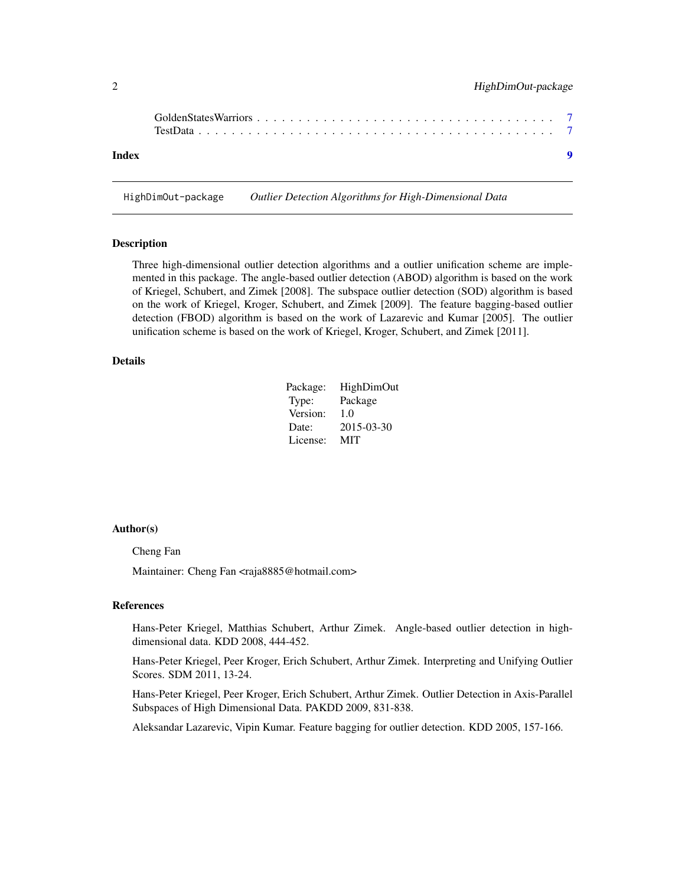GoldenStatesWarriors . . . . . . . . . . . . . . . . . . . . . . . . . . . . . . . . . . . 7
TestData . . . . . . . . . . . . . . . . . . . . . . . . . . . . . . . . . . . . . . . . . 7

**Index** **9**

---

`HighDimOut-package` *Outlier Detection Algorithms for High-Dimensional Data*

---

## Description

Three high-dimensional outlier detection algorithms and a outlier unification scheme are implemented in this package. The angle-based outlier detection (ABOD) algorithm is based on the work of Kriegel, Schubert, and Zimek [2008]. The subspace outlier detection (SOD) algorithm is based on the work of Kriegel, Kroger, Schubert, and Zimek [2009]. The feature bagging-based outlier detection (FBOD) algorithm is based on the work of Lazarevic and Kumar [2005]. The outlier unification scheme is based on the work of Kriegel, Kroger, Schubert, and Zimek [2011].

## Details

| | |
|---|---|
| Package: | HighDimOut |
| Type: | Package |
| Version: | 1.0 |
| Date: | 2015-03-30 |
| License: | MIT |

## Author(s)

Cheng Fan

Maintainer: Cheng Fan <raja8885@hotmail.com>

## References

Hans-Peter Kriegel, Matthias Schubert, Arthur Zimek. Angle-based outlier detection in high-dimensional data. KDD 2008, 444-452.

Hans-Peter Kriegel, Peer Kroger, Erich Schubert, Arthur Zimek. Interpreting and Unifying Outlier Scores. SDM 2011, 13-24.

Hans-Peter Kriegel, Peer Kroger, Erich Schubert, Arthur Zimek. Outlier Detection in Axis-Parallel Subspaces of High Dimensional Data. PAKDD 2009, 831-838.

Aleksandar Lazarevic, Vipin Kumar. Feature bagging for outlier detection. KDD 2005, 157-166.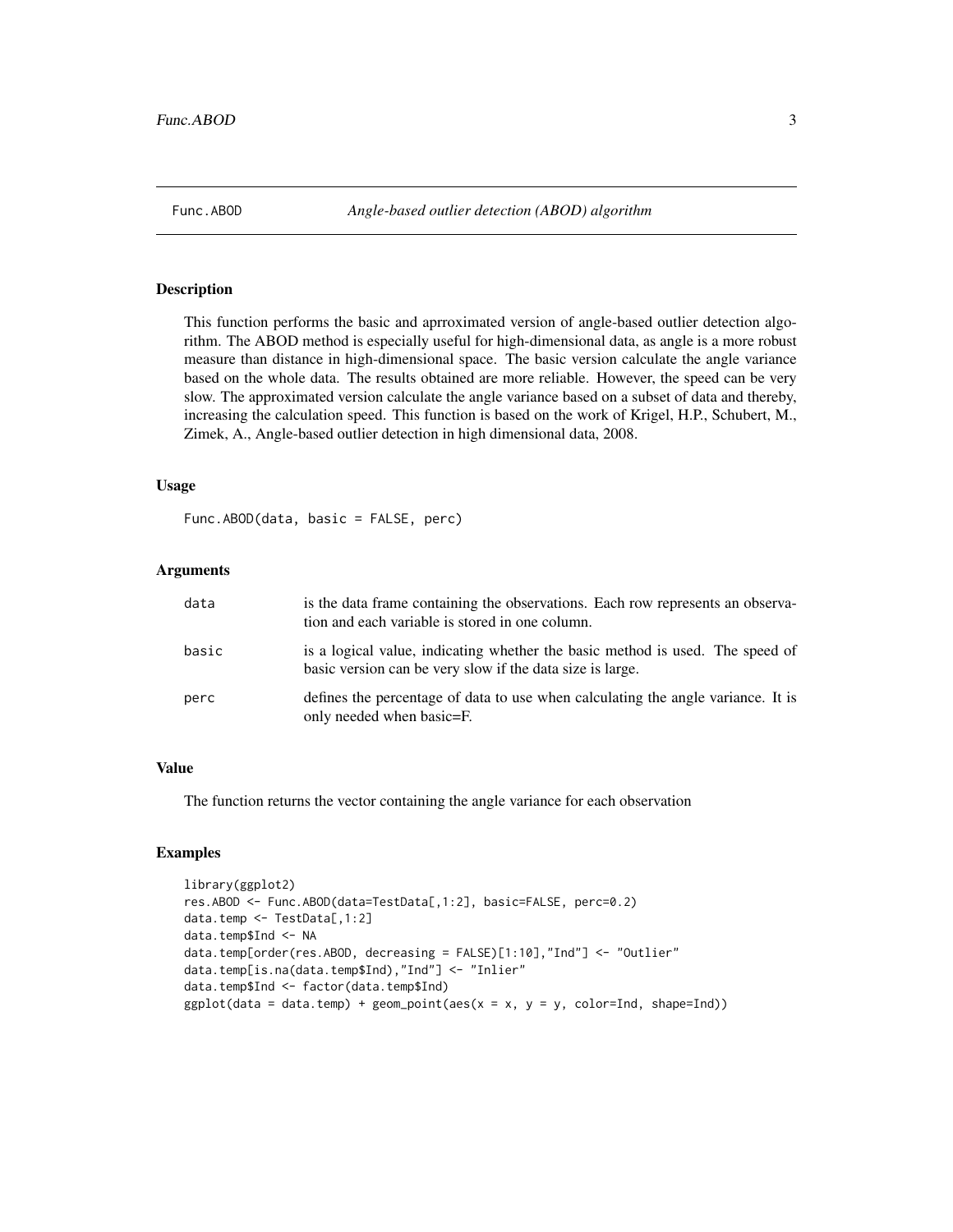## Func.ABOD — *Angle-based outlier detection (ABOD) algorithm*

### Description

This function performs the basic and aprroximated version of angle-based outlier detection algorithm. The ABOD method is especially useful for high-dimensional data, as angle is a more robust measure than distance in high-dimensional space. The basic version calculate the angle variance based on the whole data. The results obtained are more reliable. However, the speed can be very slow. The approximated version calculate the angle variance based on a subset of data and thereby, increasing the calculation speed. This function is based on the work of Krigel, H.P., Schubert, M., Zimek, A., Angle-based outlier detection in high dimensional data, 2008.

### Usage

```
Func.ABOD(data, basic = FALSE, perc)
```

### Arguments

| | |
|---|---|
| data | is the data frame containing the observations. Each row represents an observation and each variable is stored in one column. |
| basic | is a logical value, indicating whether the basic method is used. The speed of basic version can be very slow if the data size is large. |
| perc | defines the percentage of data to use when calculating the angle variance. It is only needed when basic=F. |

### Value

The function returns the vector containing the angle variance for each observation

### Examples

```
library(ggplot2)
res.ABOD <- Func.ABOD(data=TestData[,1:2], basic=FALSE, perc=0.2)
data.temp <- TestData[,1:2]
data.temp$Ind <- NA
data.temp[order(res.ABOD, decreasing = FALSE)[1:10],"Ind"] <- "Outlier"
data.temp[is.na(data.temp$Ind),"Ind"] <- "Inlier"
data.temp$Ind <- factor(data.temp$Ind)
ggplot(data = data.temp) + geom_point(aes(x = x, y = y, color=Ind, shape=Ind))
```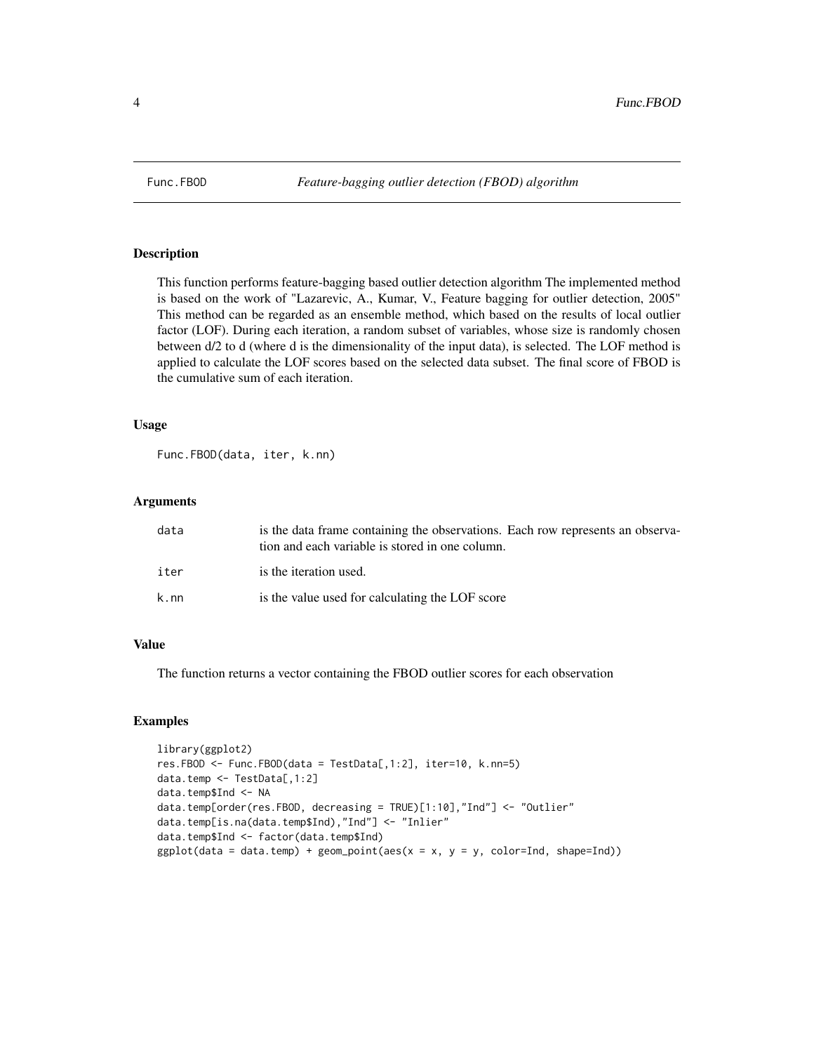Func.FBOD *Feature-bagging outlier detection (FBOD) algorithm*

## Description

This function performs feature-bagging based outlier detection algorithm The implemented method is based on the work of "Lazarevic, A., Kumar, V., Feature bagging for outlier detection, 2005" This method can be regarded as an ensemble method, which based on the results of local outlier factor (LOF). During each iteration, a random subset of variables, whose size is randomly chosen between d/2 to d (where d is the dimensionality of the input data), is selected. The LOF method is applied to calculate the LOF scores based on the selected data subset. The final score of FBOD is the cumulative sum of each iteration.

## Usage

```
Func.FBOD(data, iter, k.nn)
```

## Arguments

| | |
|---|---|
| data | is the data frame containing the observations. Each row represents an observation and each variable is stored in one column. |
| iter | is the iteration used. |
| k.nn | is the value used for calculating the LOF score |

## Value

The function returns a vector containing the FBOD outlier scores for each observation

## Examples

```
library(ggplot2)
res.FBOD <- Func.FBOD(data = TestData[,1:2], iter=10, k.nn=5)
data.temp <- TestData[,1:2]
data.temp$Ind <- NA
data.temp[order(res.FBOD, decreasing = TRUE)[1:10],"Ind"] <- "Outlier"
data.temp[is.na(data.temp$Ind),"Ind"] <- "Inlier"
data.temp$Ind <- factor(data.temp$Ind)
ggplot(data = data.temp) + geom_point(aes(x = x, y = y, color=Ind, shape=Ind))
```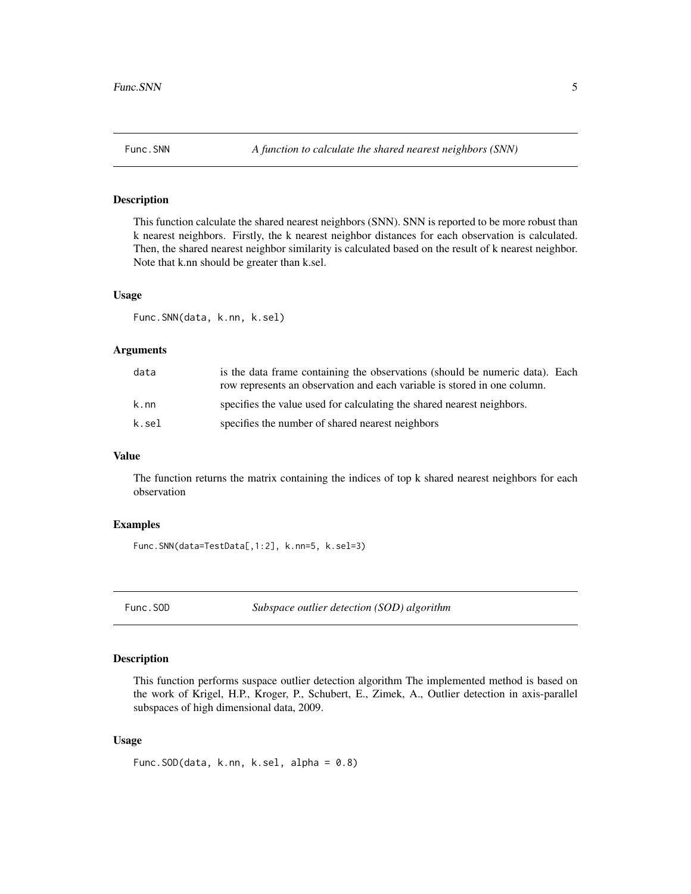## Func.SNN — *A function to calculate the shared nearest neighbors (SNN)*

### Description

This function calculate the shared nearest neighbors (SNN). SNN is reported to be more robust than k nearest neighbors. Firstly, the k nearest neighbor distances for each observation is calculated. Then, the shared nearest neighbor similarity is calculated based on the result of k nearest neighbor. Note that k.nn should be greater than k.sel.

### Usage

```
Func.SNN(data, k.nn, k.sel)
```

### Arguments

| | |
|---|---|
| data | is the data frame containing the observations (should be numeric data). Each row represents an observation and each variable is stored in one column. |
| k.nn | specifies the value used for calculating the shared nearest neighbors. |
| k.sel | specifies the number of shared nearest neighbors |

### Value

The function returns the matrix containing the indices of top k shared nearest neighbors for each observation

### Examples

```
Func.SNN(data=TestData[,1:2], k.nn=5, k.sel=3)
```

## Func.SOD — *Subspace outlier detection (SOD) algorithm*

### Description

This function performs suspace outlier detection algorithm The implemented method is based on the work of Krigel, H.P., Kroger, P., Schubert, E., Zimek, A., Outlier detection in axis-parallel subspaces of high dimensional data, 2009.

### Usage

```
Func.SOD(data, k.nn, k.sel, alpha = 0.8)
```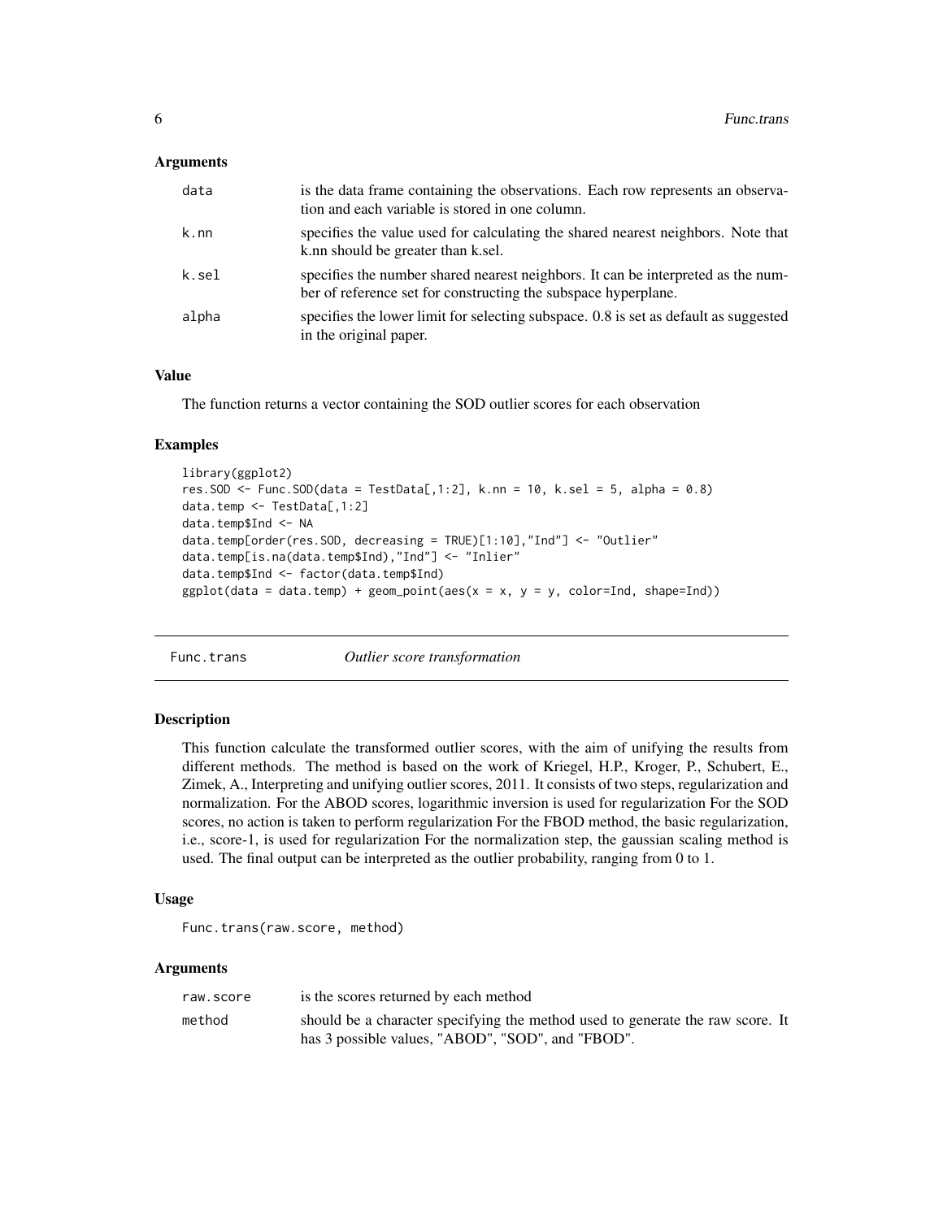### Arguments

| | |
|---|---|
| data | is the data frame containing the observations. Each row represents an observation and each variable is stored in one column. |
| k.nn | specifies the value used for calculating the shared nearest neighbors. Note that k.nn should be greater than k.sel. |
| k.sel | specifies the number shared nearest neighbors. It can be interpreted as the number of reference set for constructing the subspace hyperplane. |
| alpha | specifies the lower limit for selecting subspace. 0.8 is set as default as suggested in the original paper. |

### Value

The function returns a vector containing the SOD outlier scores for each observation

### Examples

```
library(ggplot2)
res.SOD <- Func.SOD(data = TestData[,1:2], k.nn = 10, k.sel = 5, alpha = 0.8)
data.temp <- TestData[,1:2]
data.temp$Ind <- NA
data.temp[order(res.SOD, decreasing = TRUE)[1:10],"Ind"] <- "Outlier"
data.temp[is.na(data.temp$Ind),"Ind"] <- "Inlier"
data.temp$Ind <- factor(data.temp$Ind)
ggplot(data = data.temp) + geom_point(aes(x = x, y = y, color=Ind, shape=Ind))
```

## Func.trans — *Outlier score transformation*

### Description

This function calculate the transformed outlier scores, with the aim of unifying the results from different methods. The method is based on the work of Kriegel, H.P., Kroger, P., Schubert, E., Zimek, A., Interpreting and unifying outlier scores, 2011. It consists of two steps, regularization and normalization. For the ABOD scores, logarithmic inversion is used for regularization For the SOD scores, no action is taken to perform regularization For the FBOD method, the basic regularization, i.e., score-1, is used for regularization For the normalization step, the gaussian scaling method is used. The final output can be interpreted as the outlier probability, ranging from 0 to 1.

### Usage

```
Func.trans(raw.score, method)
```

### Arguments

| | |
|---|---|
| raw.score | is the scores returned by each method |
| method | should be a character specifying the method used to generate the raw score. It has 3 possible values, "ABOD", "SOD", and "FBOD". |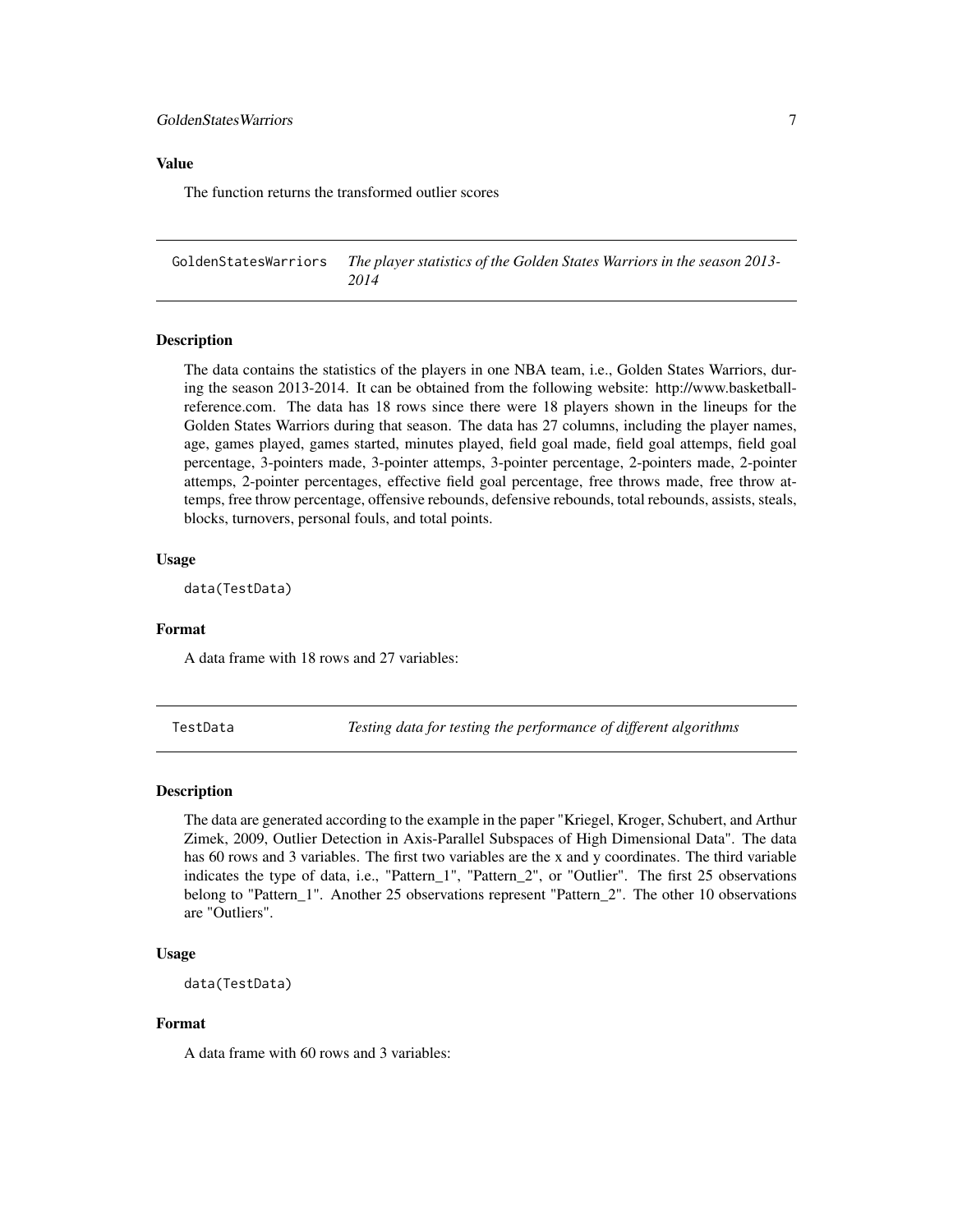### Value

The function returns the transformed outlier scores

## GoldenStatesWarriors — *The player statistics of the Golden States Warriors in the season 2013-2014*

### Description

The data contains the statistics of the players in one NBA team, i.e., Golden States Warriors, during the season 2013-2014. It can be obtained from the following website: http://www.basketball-reference.com. The data has 18 rows since there were 18 players shown in the lineups for the Golden States Warriors during that season. The data has 27 columns, including the player names, age, games played, games started, minutes played, field goal made, field goal attemps, field goal percentage, 3-pointers made, 3-pointer attemps, 3-pointer percentage, 2-pointers made, 2-pointer attemps, 2-pointer percentages, effective field goal percentage, free throws made, free throw attemps, free throw percentage, offensive rebounds, defensive rebounds, total rebounds, assists, steals, blocks, turnovers, personal fouls, and total points.

### Usage

```
data(TestData)
```

### Format

A data frame with 18 rows and 27 variables:

## TestData — *Testing data for testing the performance of different algorithms*

### Description

The data are generated according to the example in the paper "Kriegel, Kroger, Schubert, and Arthur Zimek, 2009, Outlier Detection in Axis-Parallel Subspaces of High Dimensional Data". The data has 60 rows and 3 variables. The first two variables are the x and y coordinates. The third variable indicates the type of data, i.e., "Pattern_1", "Pattern_2", or "Outlier". The first 25 observations belong to "Pattern_1". Another 25 observations represent "Pattern_2". The other 10 observations are "Outliers".

### Usage

```
data(TestData)
```

### Format

A data frame with 60 rows and 3 variables: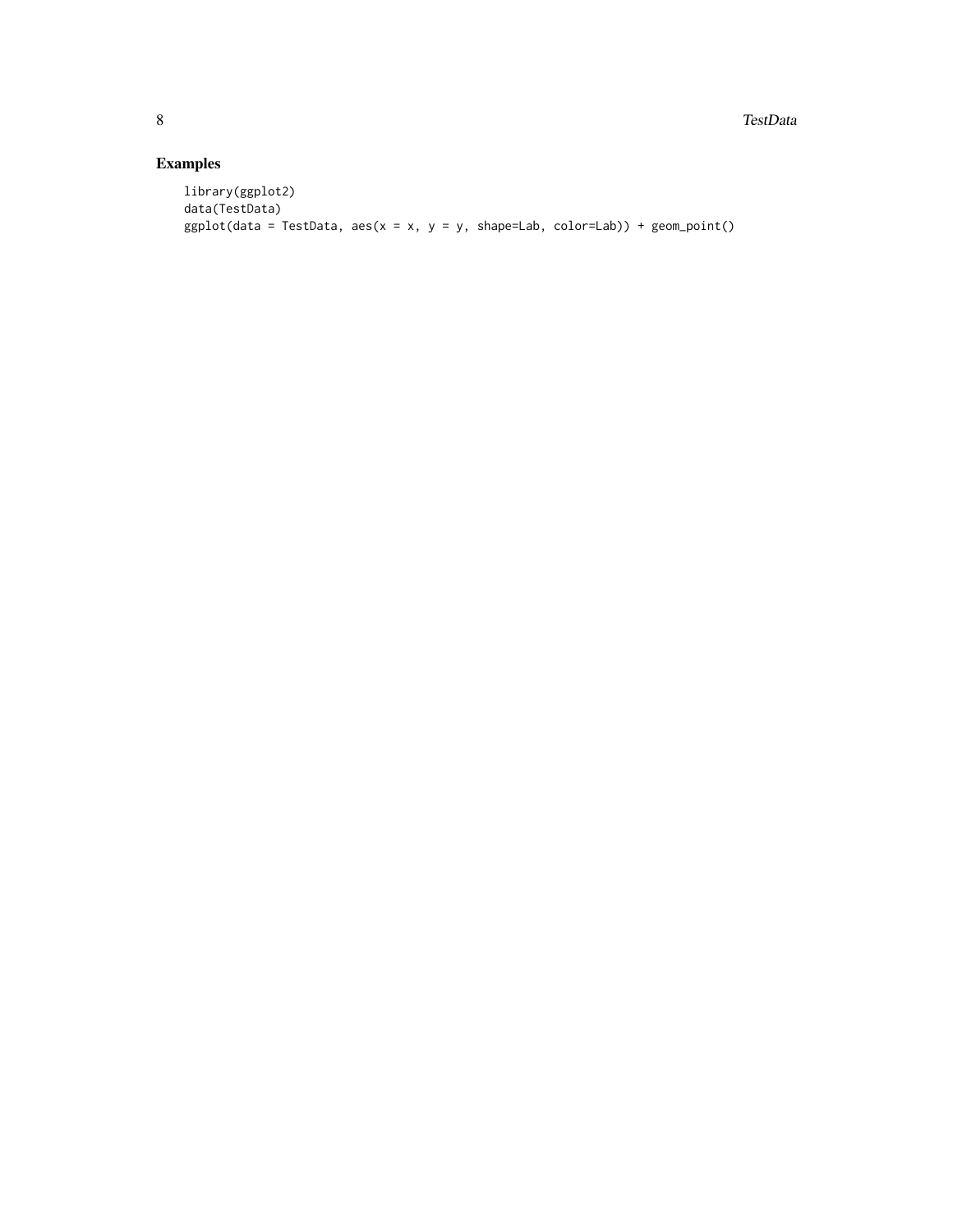## Examples

```
library(ggplot2)
data(TestData)
ggplot(data = TestData, aes(x = x, y = y, shape=Lab, color=Lab)) + geom_point()
```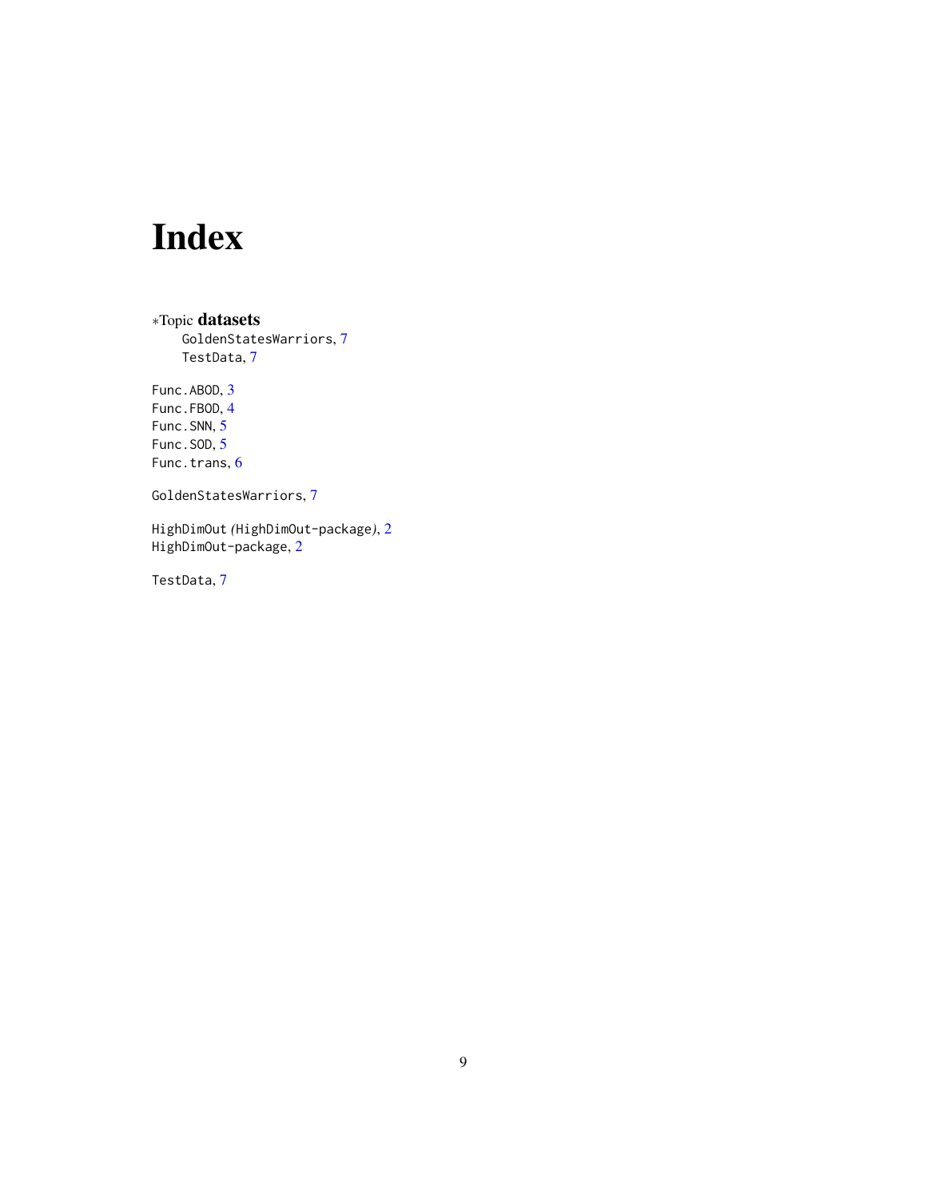# Index

∗Topic **datasets**

- GoldenStatesWarriors, 7
- TestData, 7

Func.ABOD, 3
Func.FBOD, 4
Func.SNN, 5
Func.SOD, 5
Func.trans, 6

GoldenStatesWarriors, 7

HighDimOut *(*HighDimOut-package*)*, 2
HighDimOut-package, 2

TestData, 7